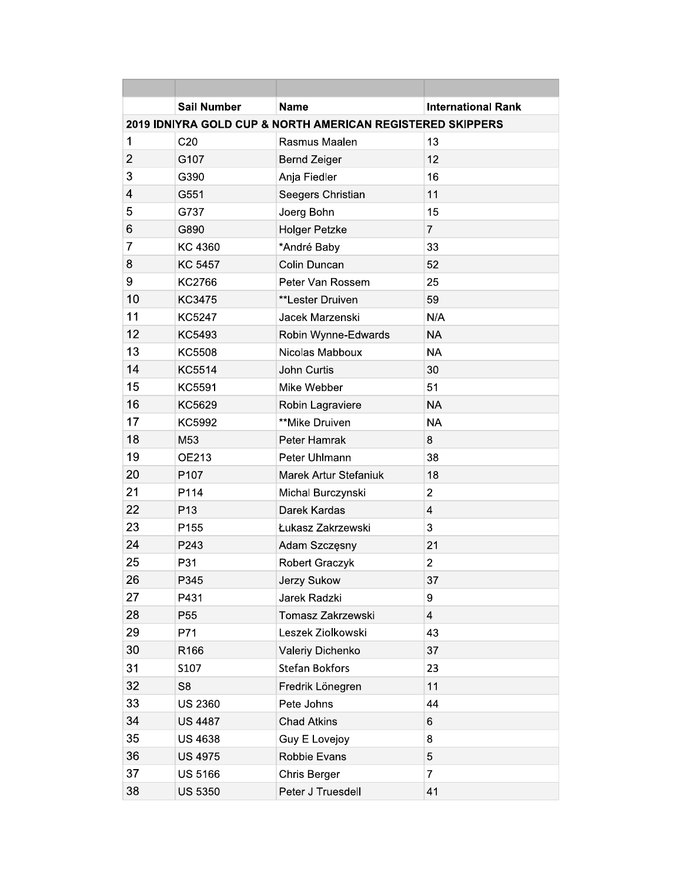|  | Sail Number | Name | International Rank |
|---|---|---|---|
| 2019 IDNIYRA GOLD CUP & NORTH AMERICAN REGISTERED SKIPPERS | | | |
| 1 | C20 | Rasmus Maalen | 13 |
| 2 | G107 | Bernd Zeiger | 12 |
| 3 | G390 | Anja Fiedler | 16 |
| 4 | G551 | Seegers Christian | 11 |
| 5 | G737 | Joerg Bohn | 15 |
| 6 | G890 | Holger Petzke | 7 |
| 7 | KC 4360 | *André Baby | 33 |
| 8 | KC 5457 | Colin Duncan | 52 |
| 9 | KC2766 | Peter Van Rossem | 25 |
| 10 | KC3475 | **Lester Druiven | 59 |
| 11 | KC5247 | Jacek Marzenski | N/A |
| 12 | KC5493 | Robin Wynne-Edwards | NA |
| 13 | KC5508 | Nicolas Mabboux | NA |
| 14 | KC5514 | John Curtis | 30 |
| 15 | KC5591 | Mike Webber | 51 |
| 16 | KC5629 | Robin Lagraviere | NA |
| 17 | KC5992 | **Mike Druiven | NA |
| 18 | M53 | Peter Hamrak | 8 |
| 19 | OE213 | Peter Uhlmann | 38 |
| 20 | P107 | Marek Artur Stefaniuk | 18 |
| 21 | P114 | Michal Burczynski | 2 |
| 22 | P13 | Darek Kardas | 4 |
| 23 | P155 | Łukasz Zakrzewski | 3 |
| 24 | P243 | Adam Szczęsny | 21 |
| 25 | P31 | Robert Graczyk | 2 |
| 26 | P345 | Jerzy Sukow | 37 |
| 27 | P431 | Jarek Radzki | 9 |
| 28 | P55 | Tomasz Zakrzewski | 4 |
| 29 | P71 | Leszek Ziolkowski | 43 |
| 30 | R166 | Valeriy Dichenko | 37 |
| 31 | S107 | Stefan Bokfors | 23 |
| 32 | S8 | Fredrik Lönegren | 11 |
| 33 | US 2360 | Pete Johns | 44 |
| 34 | US 4487 | Chad Atkins | 6 |
| 35 | US 4638 | Guy E Lovejoy | 8 |
| 36 | US 4975 | Robbie Evans | 5 |
| 37 | US 5166 | Chris Berger | 7 |
| 38 | US 5350 | Peter J Truesdell | 41 |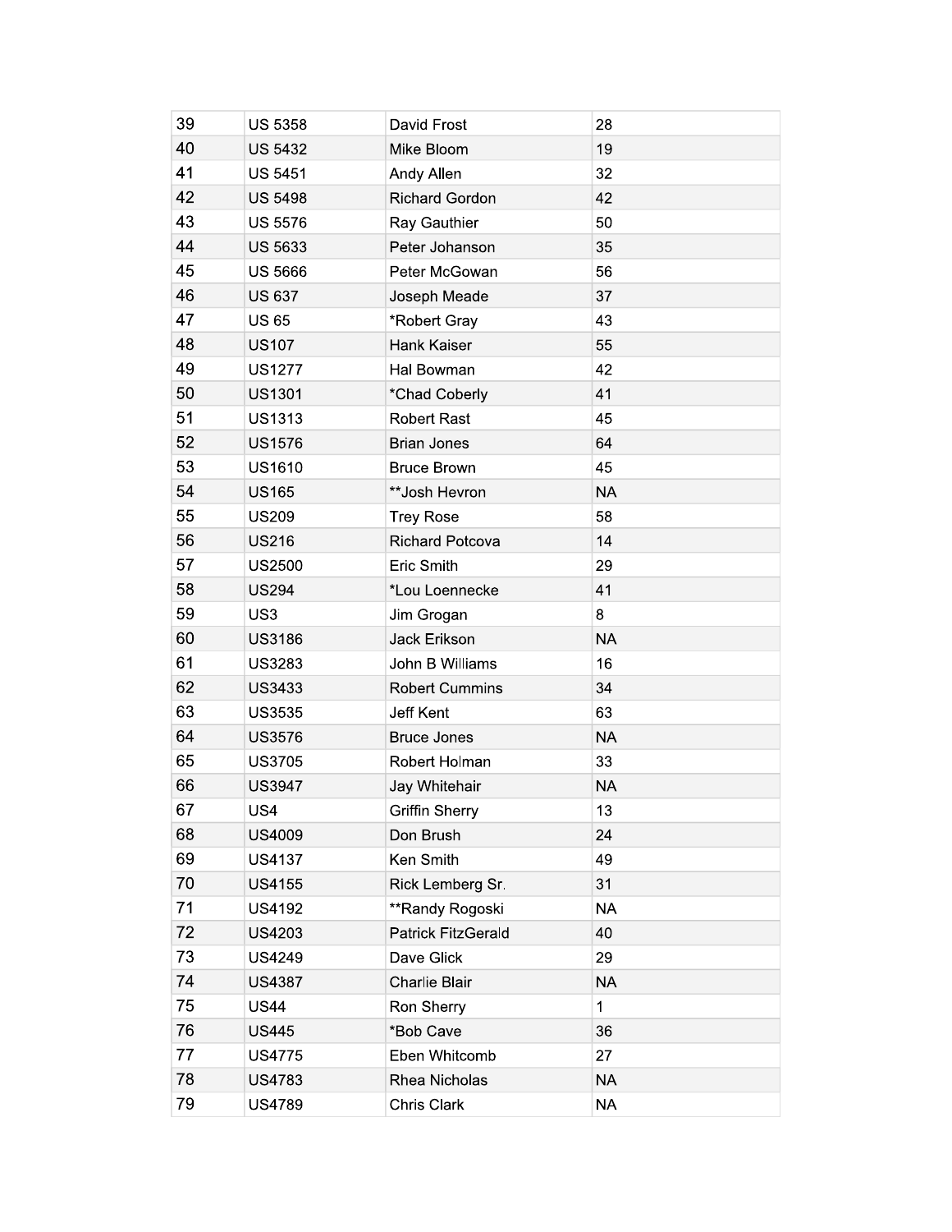| | | | |
|---|---|---|---|
| 39 | US 5358 | David Frost | 28 |
| 40 | US 5432 | Mike Bloom | 19 |
| 41 | US 5451 | Andy Allen | 32 |
| 42 | US 5498 | Richard Gordon | 42 |
| 43 | US 5576 | Ray Gauthier | 50 |
| 44 | US 5633 | Peter Johanson | 35 |
| 45 | US 5666 | Peter McGowan | 56 |
| 46 | US 637 | Joseph Meade | 37 |
| 47 | US 65 | *Robert Gray | 43 |
| 48 | US107 | Hank Kaiser | 55 |
| 49 | US1277 | Hal Bowman | 42 |
| 50 | US1301 | *Chad Coberly | 41 |
| 51 | US1313 | Robert Rast | 45 |
| 52 | US1576 | Brian Jones | 64 |
| 53 | US1610 | Bruce Brown | 45 |
| 54 | US165 | **Josh Hevron | NA |
| 55 | US209 | Trey Rose | 58 |
| 56 | US216 | Richard Potcova | 14 |
| 57 | US2500 | Eric Smith | 29 |
| 58 | US294 | *Lou Loennecke | 41 |
| 59 | US3 | Jim Grogan | 8 |
| 60 | US3186 | Jack Erikson | NA |
| 61 | US3283 | John B Williams | 16 |
| 62 | US3433 | Robert Cummins | 34 |
| 63 | US3535 | Jeff Kent | 63 |
| 64 | US3576 | Bruce Jones | NA |
| 65 | US3705 | Robert Holman | 33 |
| 66 | US3947 | Jay Whitehair | NA |
| 67 | US4 | Griffin Sherry | 13 |
| 68 | US4009 | Don Brush | 24 |
| 69 | US4137 | Ken Smith | 49 |
| 70 | US4155 | Rick Lemberg Sr. | 31 |
| 71 | US4192 | **Randy Rogoski | NA |
| 72 | US4203 | Patrick FitzGerald | 40 |
| 73 | US4249 | Dave Glick | 29 |
| 74 | US4387 | Charlie Blair | NA |
| 75 | US44 | Ron Sherry | 1 |
| 76 | US445 | *Bob Cave | 36 |
| 77 | US4775 | Eben Whitcomb | 27 |
| 78 | US4783 | Rhea Nicholas | NA |
| 79 | US4789 | Chris Clark | NA |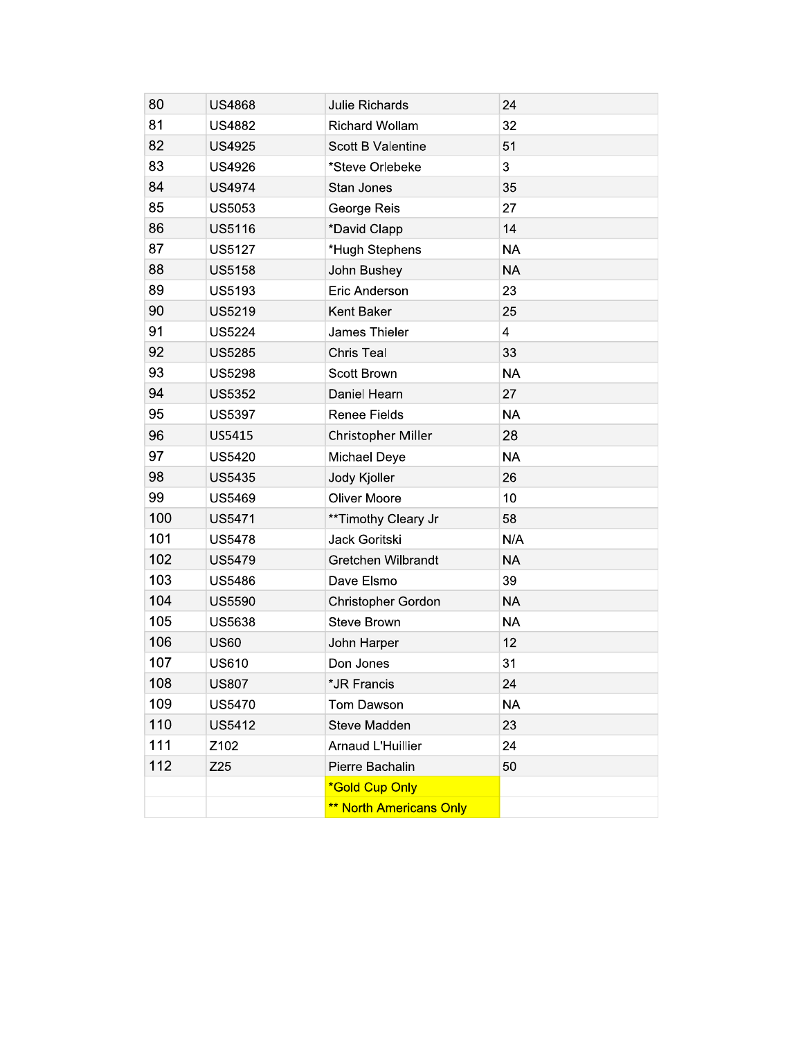| | | | |
|---|---|---|---|
| 80 | US4868 | Julie Richards | 24 |
| 81 | US4882 | Richard Wollam | 32 |
| 82 | US4925 | Scott B Valentine | 51 |
| 83 | US4926 | *Steve Orlebeke | 3 |
| 84 | US4974 | Stan Jones | 35 |
| 85 | US5053 | George Reis | 27 |
| 86 | US5116 | *David Clapp | 14 |
| 87 | US5127 | *Hugh Stephens | NA |
| 88 | US5158 | John Bushey | NA |
| 89 | US5193 | Eric Anderson | 23 |
| 90 | US5219 | Kent Baker | 25 |
| 91 | US5224 | James Thieler | 4 |
| 92 | US5285 | Chris Teal | 33 |
| 93 | US5298 | Scott Brown | NA |
| 94 | US5352 | Daniel Hearn | 27 |
| 95 | US5397 | Renee Fields | NA |
| 96 | US5415 | Christopher Miller | 28 |
| 97 | US5420 | Michael Deye | NA |
| 98 | US5435 | Jody Kjoller | 26 |
| 99 | US5469 | Oliver Moore | 10 |
| 100 | US5471 | **Timothy Cleary Jr | 58 |
| 101 | US5478 | Jack Goritski | N/A |
| 102 | US5479 | Gretchen Wilbrandt | NA |
| 103 | US5486 | Dave Elsmo | 39 |
| 104 | US5590 | Christopher Gordon | NA |
| 105 | US5638 | Steve Brown | NA |
| 106 | US60 | John Harper | 12 |
| 107 | US610 | Don Jones | 31 |
| 108 | US807 | *JR Francis | 24 |
| 109 | US5470 | Tom Dawson | NA |
| 110 | US5412 | Steve Madden | 23 |
| 111 | Z102 | Arnaud L'Huillier | 24 |
| 112 | Z25 | Pierre Bachalin | 50 |
| | | *Gold Cup Only | |
| | | ** North Americans Only | |